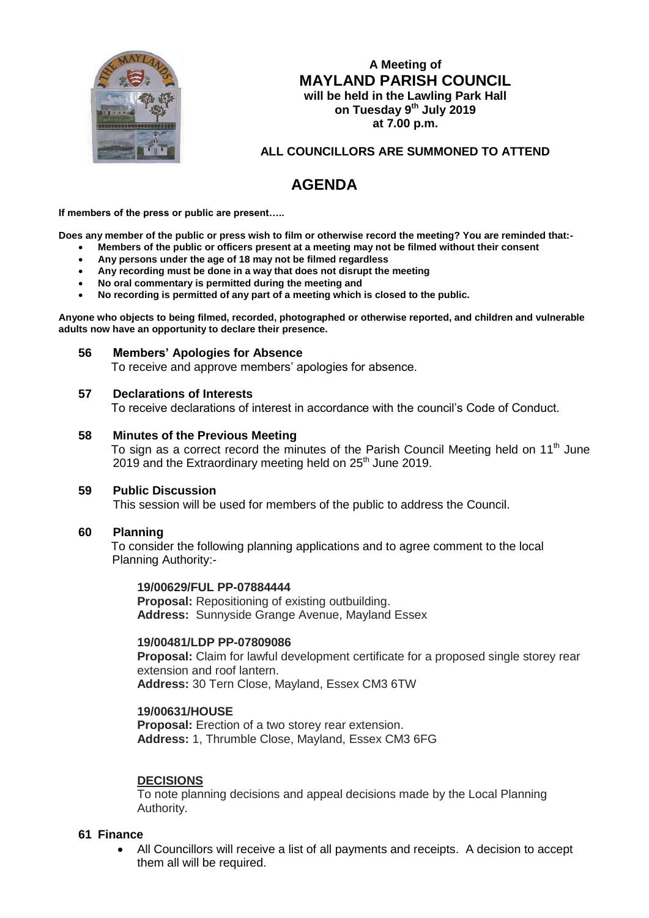# A Meeting of
# MAYLAND PARISH COUNCIL

**will be held in the Lawling Park Hall**
**on Tuesday 9th July 2019**
**at 7.00 p.m.**

**ALL COUNCILLORS ARE SUMMONED TO ATTEND**

# AGENDA

**If members of the press or public are present…..**

**Does any member of the public or press wish to film or otherwise record the meeting? You are reminded that:-**

- **Members of the public or officers present at a meeting may not be filmed without their consent**
- **Any persons under the age of 18 may not be filmed regardless**
- **Any recording must be done in a way that does not disrupt the meeting**
- **No oral commentary is permitted during the meeting and**
- **No recording is permitted of any part of a meeting which is closed to the public.**

**Anyone who objects to being filmed, recorded, photographed or otherwise reported, and children and vulnerable adults now have an opportunity to declare their presence.**

### 56 Members' Apologies for Absence

To receive and approve members' apologies for absence.

### 57 Declarations of Interests

To receive declarations of interest in accordance with the council's Code of Conduct.

### 58 Minutes of the Previous Meeting

To sign as a correct record the minutes of the Parish Council Meeting held on 11th June 2019 and the Extraordinary meeting held on 25th June 2019.

### 59 Public Discussion

This session will be used for members of the public to address the Council.

### 60 Planning

To consider the following planning applications and to agree comment to the local Planning Authority:-

**19/00629/FUL PP-07884444**
**Proposal:** Repositioning of existing outbuilding.
**Address:** Sunnyside Grange Avenue, Mayland Essex

**19/00481/LDP PP-07809086**
**Proposal:** Claim for lawful development certificate for a proposed single storey rear extension and roof lantern.
**Address:** 30 Tern Close, Mayland, Essex CM3 6TW

**19/00631/HOUSE**
**Proposal:** Erection of a two storey rear extension.
**Address:** 1, Thrumble Close, Mayland, Essex CM3 6FG

**DECISIONS**

To note planning decisions and appeal decisions made by the Local Planning Authority.

### 61 Finance

- All Councillors will receive a list of all payments and receipts. A decision to accept them all will be required.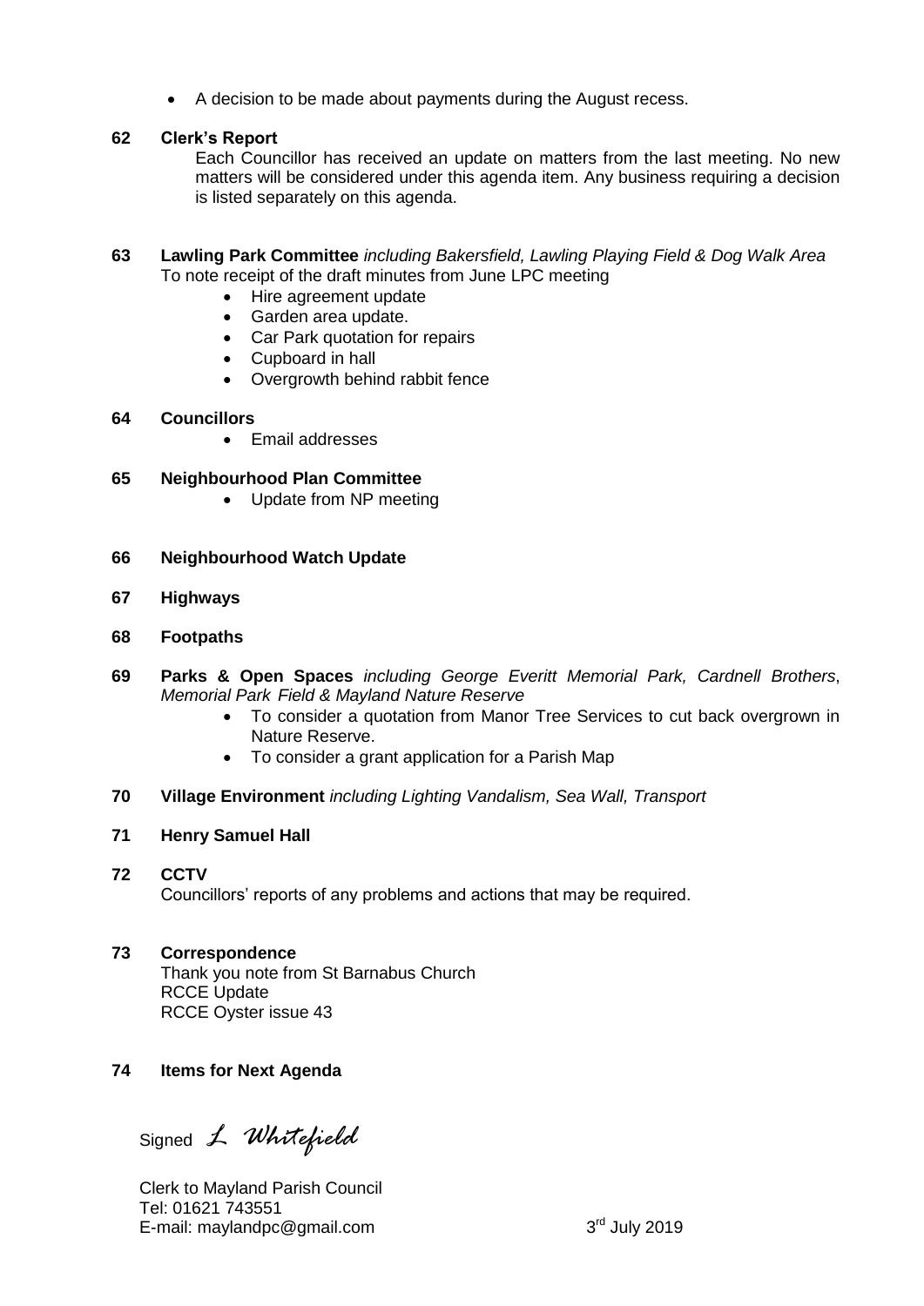- A decision to be made about payments during the August recess.

**62 Clerk's Report**

Each Councillor has received an update on matters from the last meeting. No new matters will be considered under this agenda item. Any business requiring a decision is listed separately on this agenda.

**63 Lawling Park Committee** *including Bakersfield, Lawling Playing Field & Dog Walk Area*

To note receipt of the draft minutes from June LPC meeting

- Hire agreement update
- Garden area update.
- Car Park quotation for repairs
- Cupboard in hall
- Overgrowth behind rabbit fence

**64 Councillors**

- Email addresses

**65 Neighbourhood Plan Committee**

- Update from NP meeting

**66 Neighbourhood Watch Update**

**67 Highways**

**68 Footpaths**

**69 Parks & Open Spaces** *including George Everitt Memorial Park, Cardnell Brothers, Memorial Park Field & Mayland Nature Reserve*

- To consider a quotation from Manor Tree Services to cut back overgrown in Nature Reserve.
- To consider a grant application for a Parish Map

**70 Village Environment** *including Lighting Vandalism, Sea Wall, Transport*

**71 Henry Samuel Hall**

**72 CCTV**

Councillors' reports of any problems and actions that may be required.

**73 Correspondence**

Thank you note from St Barnabus Church
RCCE Update
RCCE Oyster issue 43

**74 Items for Next Agenda**

Signed *L Whitefield*

Clerk to Mayland Parish Council
Tel: 01621 743551
E-mail: maylandpc@gmail.com

3rd July 2019